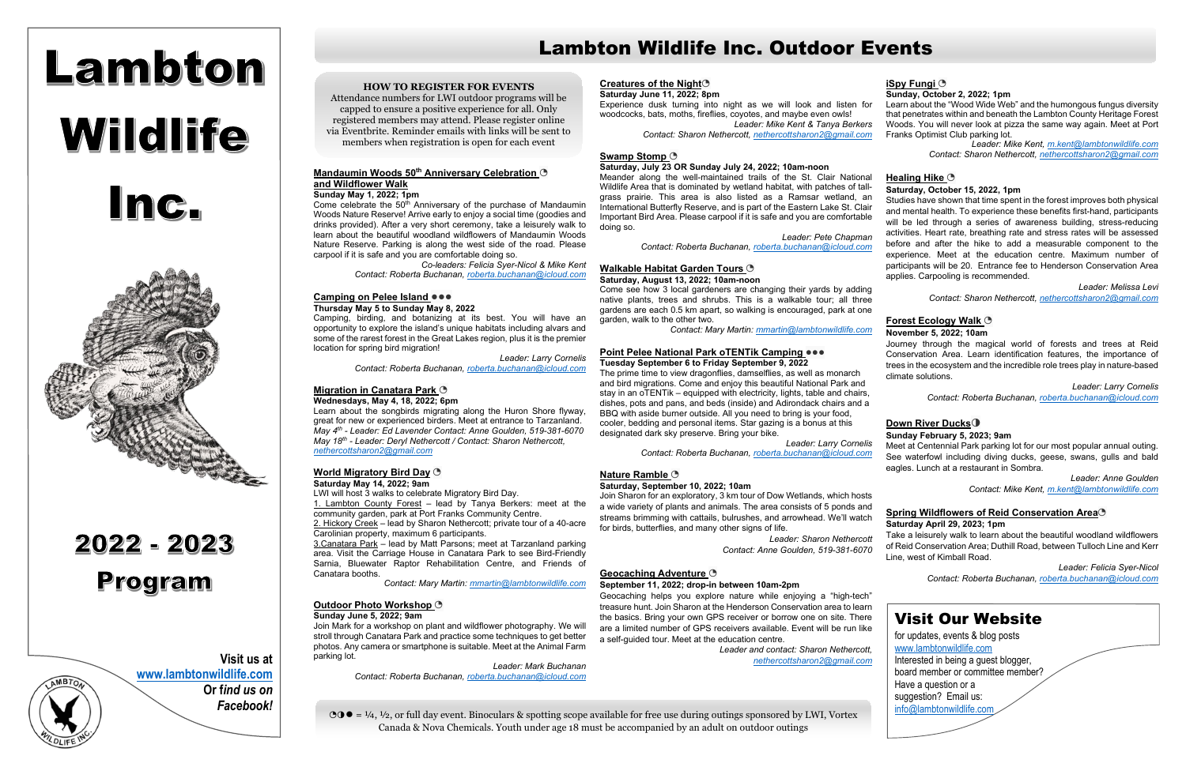# Lambton Wildlife Inc.

# 2022 - 2023 Program

Visit us at
www.lambtonwildlife.com
*Or find us on Facebook!*

# Lambton Wildlife Inc. Outdoor Events

**HOW TO REGISTER FOR EVENTS**

Attendance numbers for LWI outdoor programs will be capped to ensure a positive experience for all. Only registered members may attend. Please register online via Eventbrite. Reminder emails with links will be sent to members when registration is open for each event

### Mandaumin Woods 50th Anniversary Celebration ◔ and Wildflower Walk

**Sunday May 1, 2022; 1pm**

Come celebrate the 50th Anniversary of the purchase of Mandaumin Woods Nature Reserve! Arrive early to enjoy a social time (goodies and drinks provided). After a very short ceremony, take a leisurely walk to learn about the beautiful woodland wildflowers of Mandaumin Woods Nature Reserve. Parking is along the west side of the road. Please carpool if it is safe and you are comfortable doing so.

*Co-leaders: Felicia Syer-Nicol & Mike Kent*
*Contact: Roberta Buchanan, roberta.buchanan@icloud.com*

### Camping on Pelee Island ●●●

**Thursday May 5 to Sunday May 8, 2022**

Camping, birding, and botanizing at its best. You will have an opportunity to explore the island's unique habitats including alvars and some of the rarest forest in the Great Lakes region, plus it is the premier location for spring bird migration!

*Leader: Larry Cornelis*
*Contact: Roberta Buchanan, roberta.buchanan@icloud.com*

### Migration in Canatara Park ◔

**Wednesdays, May 4, 18, 2022; 6pm**

Learn about the songbirds migrating along the Huron Shore flyway, great for new or experienced birders. Meet at entrance to Tarzanland.
*May 4th - Leader: Ed Lavender Contact: Anne Goulden, 519-381-6070*
*May 18th - Leader: Deryl Nethercott / Contact: Sharon Nethercott, nethercottsharon2@gmail.com*

### World Migratory Bird Day ◔

**Saturday May 14, 2022; 9am**

LWI will host 3 walks to celebrate Migratory Bird Day.

1. Lambton County Forest – lead by Tanya Berkers: meet at the community garden, park at Port Franks Community Centre.
2. Hickory Creek – lead by Sharon Nethercott; private tour of a 40-acre Carolinian property, maximum 6 participants.
3. Canatara Park – lead by Matt Parsons; meet at Tarzanland parking area. Visit the Carriage House in Canatara Park to see Bird-Friendly Sarnia, Bluewater Raptor Rehabilitation Centre, and Friends of Canatara booths.

*Contact: Mary Martin: mmartin@lambtonwildlife.com*

### Outdoor Photo Workshop ◔

**Sunday June 5, 2022; 9am**

Join Mark for a workshop on plant and wildflower photography. We will stroll through Canatara Park and practice some techniques to get better photos. Any camera or smartphone is suitable. Meet at the Animal Farm parking lot.

*Leader: Mark Buchanan*
*Contact: Roberta Buchanan, roberta.buchanan@icloud.com*

### Creatures of the Night ◔

**Saturday June 11, 2022; 8pm**

Experience dusk turning into night as we will look and listen for woodcocks, bats, moths, fireflies, coyotes, and maybe even owls!

*Leader: Mike Kent & Tanya Berkers*
*Contact: Sharon Nethercott, nethercottsharon2@gmail.com*

### Swamp Stomp ◔

**Saturday, July 23 OR Sunday July 24, 2022; 10am-noon**

Meander along the well-maintained trails of the St. Clair National Wildlife Area that is dominated by wetland habitat, with patches of tall-grass prairie. This area is also listed as a Ramsar wetland, an International Butterfly Reserve, and is part of the Eastern Lake St. Clair Important Bird Area. Please carpool if it is safe and you are comfortable doing so.

*Leader: Pete Chapman*
*Contact: Roberta Buchanan, roberta.buchanan@icloud.com*

### Walkable Habitat Garden Tours ◔

**Saturday, August 13, 2022; 10am-noon**

Come see how 3 local gardeners are changing their yards by adding native plants, trees and shrubs. This is a walkable tour; all three gardens are each 0.5 km apart, so walking is encouraged, park at one garden, walk to the other two.

*Contact: Mary Martin: mmartin@lambtonwildlife.com*

### Point Pelee National Park oTENTik Camping ●●●

**Tuesday September 6 to Friday September 9, 2022**

The prime time to view dragonflies, damselflies, as well as monarch and bird migrations. Come and enjoy this beautiful National Park and stay in an oTENTik – equipped with electricity, lights, table and chairs, dishes, pots and pans, and beds (inside) and Adirondack chairs and a BBQ with aside burner outside. All you need to bring is your food, cooler, bedding and personal items. Star gazing is a bonus at this designated dark sky preserve. Bring your bike.

*Leader: Larry Cornelis*
*Contact: Roberta Buchanan, roberta.buchanan@icloud.com*

### Nature Ramble ◔

**Saturday, September 10, 2022; 10am**

Join Sharon for an exploratory, 3 km tour of Dow Wetlands, which hosts a wide variety of plants and animals. The area consists of 5 ponds and streams brimming with cattails, bulrushes, and arrowhead. We'll watch for birds, butterflies, and many other signs of life.

*Leader: Sharon Nethercott*
*Contact: Anne Goulden, 519-381-6070*

### Geocaching Adventure ◔

**September 11, 2022; drop-in between 10am-2pm**

Geocaching helps you explore nature while enjoying a "high-tech" treasure hunt. Join Sharon at the Henderson Conservation area to learn the basics. Bring your own GPS receiver or borrow one on site. There are a limited number of GPS receivers available. Event will be run like a self-guided tour. Meet at the education centre.

*Leader and contact: Sharon Nethercott, nethercottsharon2@gmail.com*

### iSpy Fungi ◔

**Sunday, October 2, 2022; 1pm**

Learn about the "Wood Wide Web" and the humongous fungus diversity that penetrates within and beneath the Lambton County Heritage Forest Woods. You will never look at pizza the same way again. Meet at Port Franks Optimist Club parking lot.

*Leader: Mike Kent, m.kent@lambtonwildlife.com*
*Contact: Sharon Nethercott, nethercottsharon2@gmail.com*

### Healing Hike ◔

**Saturday, October 15, 2022, 1pm**

Studies have shown that time spent in the forest improves both physical and mental health. To experience these benefits first-hand, participants will be led through a series of awareness building, stress-reducing activities. Heart rate, breathing rate and stress rates will be assessed before and after the hike to add a measurable component to the experience. Meet at the education centre. Maximum number of participants will be 20. Entrance fee to Henderson Conservation Area applies. Carpooling is recommended.

*Leader: Melissa Levi*
*Contact: Sharon Nethercott, nethercottsharon2@gmail.com*

### Forest Ecology Walk ◔

**November 5, 2022; 10am**

Journey through the magical world of forests and trees at Reid Conservation Area. Learn identification features, the importance of trees in the ecosystem and the incredible role trees play in nature-based climate solutions.

*Leader: Larry Cornelis*
*Contact: Roberta Buchanan, roberta.buchanan@icloud.com*

### Down River Ducks ◑

**Sunday February 5, 2023; 9am**

Meet at Centennial Park parking lot for our most popular annual outing. See waterfowl including diving ducks, geese, swans, gulls and bald eagles. Lunch at a restaurant in Sombra.

*Leader: Anne Goulden*
*Contact: Mike Kent, m.kent@lambtonwildlife.com*

### Spring Wildflowers of Reid Conservation Area ◔

**Saturday April 29, 2023; 1pm**

Take a leisurely walk to learn about the beautiful woodland wildflowers of Reid Conservation Area; Duthill Road, between Tulloch Line and Kerr Line, west of Kimball Road.

*Leader: Felicia Syer-Nicol*
*Contact: Roberta Buchanan, roberta.buchanan@icloud.com*

## Visit Our Website

for updates, events & blog posts
www.lambtonwildlife.com
Interested in being a guest blogger, board member or committee member?
Have a question or a suggestion? Email us:
info@lambtonwildlife.com

◔◑● = ¼, ½, or full day event. Binoculars & spotting scope available for free use during outings sponsored by LWI, Vortex Canada & Nova Chemicals. Youth under age 18 must be accompanied by an adult on outdoor outings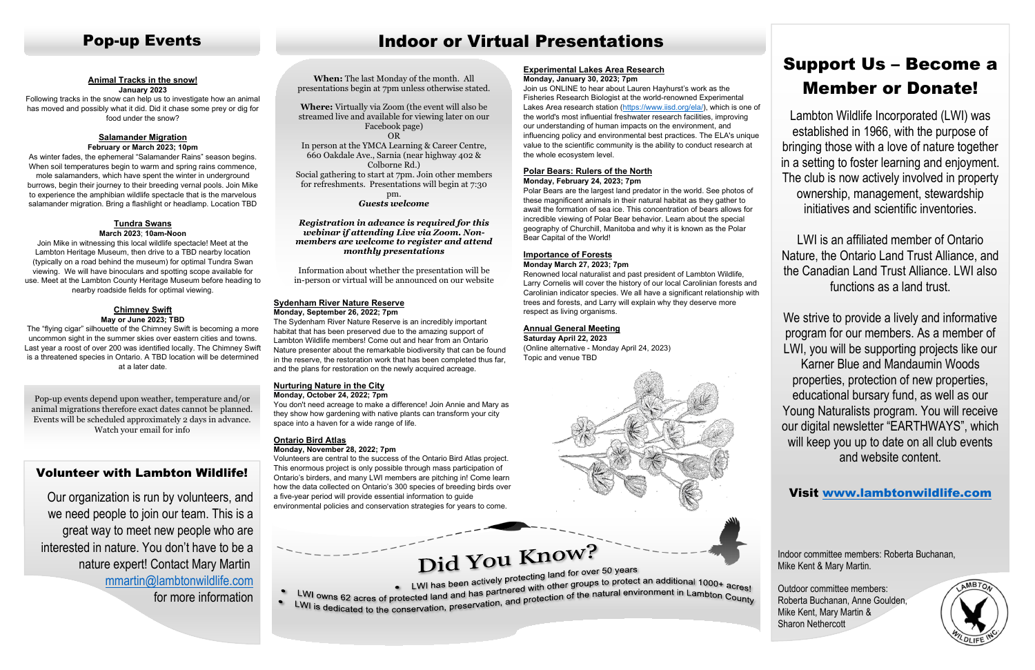## Pop-up Events

**Animal Tracks in the snow!**
**January 2023**
Following tracks in the snow can help us to investigate how an animal has moved and possibly what it did. Did it chase some prey or dig for food under the snow?

**Salamander Migration**
**February or March 2023; 10pm**
As winter fades, the ephemeral "Salamander Rains" season begins. When soil temperatures begin to warm and spring rains commence, mole salamanders, which have spent the winter in underground burrows, begin their journey to their breeding vernal pools. Join Mike to experience the amphibian wildlife spectacle that is the marvelous salamander migration. Bring a flashlight or headlamp. Location TBD

**Tundra Swans**
**March 2023; 10am-Noon**
Join Mike in witnessing this local wildlife spectacle! Meet at the Lambton Heritage Museum, then drive to a TBD nearby location (typically on a road behind the museum) for optimal Tundra Swan viewing. We will have binoculars and spotting scope available for use. Meet at the Lambton County Heritage Museum before heading to nearby roadside fields for optimal viewing.

**Chimney Swift**
**May or June 2023; TBD**
The "flying cigar" silhouette of the Chimney Swift is becoming a more uncommon sight in the summer skies over eastern cities and towns. Last year a roost of over 200 was identified locally. The Chimney Swift is a threatened species in Ontario. A TBD location will be determined at a later date.

Pop-up events depend upon weather, temperature and/or animal migrations therefore exact dates cannot be planned. Events will be scheduled approximately 2 days in advance. Watch your email for info

## Volunteer with Lambton Wildlife!

Our organization is run by volunteers, and we need people to join our team. This is a great way to meet new people who are interested in nature. You don't have to be a nature expert! Contact Mary Martin mmartin@lambtonwildlife.com for more information

## Indoor or Virtual Presentations

**When:** The last Monday of the month. All presentations begin at 7pm unless otherwise stated.

**Where:** Virtually via Zoom (the event will also be streamed live and available for viewing later on our Facebook page)
OR
In person at the YMCA Learning & Career Centre, 660 Oakdale Ave., Sarnia (near highway 402 & Colborne Rd.)
Social gathering to start at 7pm. Join other members for refreshments. Presentations will begin at 7:30 pm.
***Guests welcome***

***Registration in advance is required for this webinar if attending Live via Zoom. Non-members are welcome to register and attend monthly presentations***

Information about whether the presentation will be in-person or virtual will be announced on our website

**Sydenham River Nature Reserve**
**Monday, September 26, 2022; 7pm**
The Sydenham River Nature Reserve is an incredibly important habitat that has been preserved due to the amazing support of Lambton Wildlife members! Come out and hear from an Ontario Nature presenter about the remarkable biodiversity that can be found in the reserve, the restoration work that has been completed thus far, and the plans for restoration on the newly acquired acreage.

**Nurturing Nature in the City**
**Monday, October 24, 2022; 7pm**
You don't need acreage to make a difference! Join Annie and Mary as they show how gardening with native plants can transform your city space into a haven for a wide range of life.

**Ontario Bird Atlas**
**Monday, November 28, 2022; 7pm**
Volunteers are central to the success of the Ontario Bird Atlas project. This enormous project is only possible through mass participation of Ontario's birders, and many LWI members are pitching in! Come learn how the data collected on Ontario's 300 species of breeding birds over a five-year period will provide essential information to guide environmental policies and conservation strategies for years to come.

**Experimental Lakes Area Research**
**Monday, January 30, 2023; 7pm**
Join us ONLINE to hear about Lauren Hayhurst's work as the Fisheries Research Biologist at the world-renowned Experimental Lakes Area research station (https://www.iisd.org/ela/), which is one of the world's most influential freshwater research facilities, improving our understanding of human impacts on the environment, and influencing policy and environmental best practices. The ELA's unique value to the scientific community is the ability to conduct research at the whole ecosystem level.

**Polar Bears: Rulers of the North**
**Monday, February 24, 2023; 7pm**
Polar Bears are the largest land predator in the world. See photos of these magnificent animals in their natural habitat as they gather to await the formation of sea ice. This concentration of bears allows for incredible viewing of Polar Bear behavior. Learn about the special geography of Churchill, Manitoba and why it is known as the Polar Bear Capital of the World!

**Importance of Forests**
**Monday March 27, 2023; 7pm**
Renowned local naturalist and past president of Lambton Wildlife, Larry Cornelis will cover the history of our local Carolinian forests and Carolinian indicator species. We all have a significant relationship with trees and forests, and Larry will explain why they deserve more respect as living organisms.

**Annual General Meeting**
**Saturday April 22, 2023**
(Online alternative - Monday April 24, 2023)
Topic and venue TBD

## Did You Know?

- LWI has been actively protecting land for over 50 years
- LWI owns 62 acres of protected land and has partnered with other groups to protect an additional 1000+ acres!
- LWI is dedicated to the conservation, preservation, and protection of the natural environment in Lambton County

## Support Us – Become a Member or Donate!

Lambton Wildlife Incorporated (LWI) was established in 1966, with the purpose of bringing those with a love of nature together in a setting to foster learning and enjoyment. The club is now actively involved in property ownership, management, stewardship initiatives and scientific inventories.

LWI is an affiliated member of Ontario Nature, the Ontario Land Trust Alliance, and the Canadian Land Trust Alliance. LWI also functions as a land trust.

We strive to provide a lively and informative program for our members. As a member of LWI, you will be supporting projects like our Karner Blue and Mandaumin Woods properties, protection of new properties, educational bursary fund, as well as our Young Naturalists program. You will receive our digital newsletter "EARTHWAYS", which will keep you up to date on all club events and website content.

**Visit www.lambtonwildlife.com**

Indoor committee members: Roberta Buchanan, Mike Kent & Mary Martin.

Outdoor committee members: Roberta Buchanan, Anne Goulden, Mike Kent, Mary Martin & Sharon Nethercott

LAMBTON WILDLIFE INC.